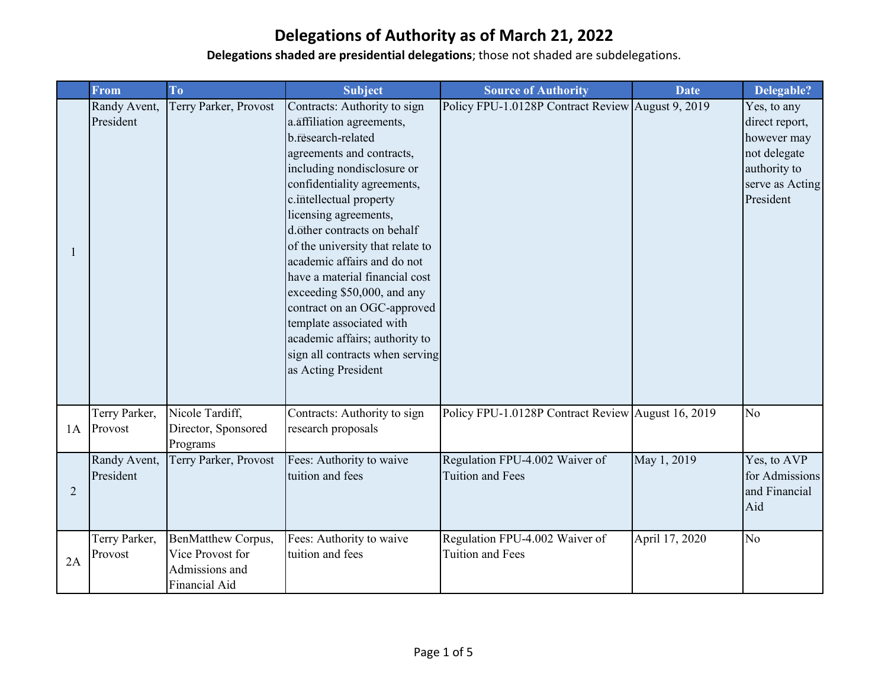# Delegations of Authority as of March 21, 2022

**Delegations shaded are presidential delegations**; those not shaded are subdelegations.

| | From | To | Subject | Source of Authority | Date | Delegable? |
|---|---|---|---|---|---|---|
| 1 | Randy Avent, President | Terry Parker, Provost | Contracts: Authority to sign a. affiliation agreements, b. research-related agreements and contracts, including nondisclosure or confidentiality agreements, c. intellectual property licensing agreements, d. other contracts on behalf of the university that relate to academic affairs and do not have a material financial cost exceeding $50,000, and any contract on an OGC-approved template associated with academic affairs; authority to sign all contracts when serving as Acting President | Policy FPU-1.0128P Contract Review | August 9, 2019 | Yes, to any direct report, however may not delegate authority to serve as Acting President |
| 1A | Terry Parker, Provost | Nicole Tardiff, Director, Sponsored Programs | Contracts: Authority to sign research proposals | Policy FPU-1.0128P Contract Review | August 16, 2019 | No |
| 2 | Randy Avent, President | Terry Parker, Provost | Fees: Authority to waive tuition and fees | Regulation FPU-4.002 Waiver of Tuition and Fees | May 1, 2019 | Yes, to AVP for Admissions and Financial Aid |
| 2A | Terry Parker, Provost | BenMatthew Corpus, Vice Provost for Admissions and Financial Aid | Fees: Authority to waive tuition and fees | Regulation FPU-4.002 Waiver of Tuition and Fees | April 17, 2020 | No |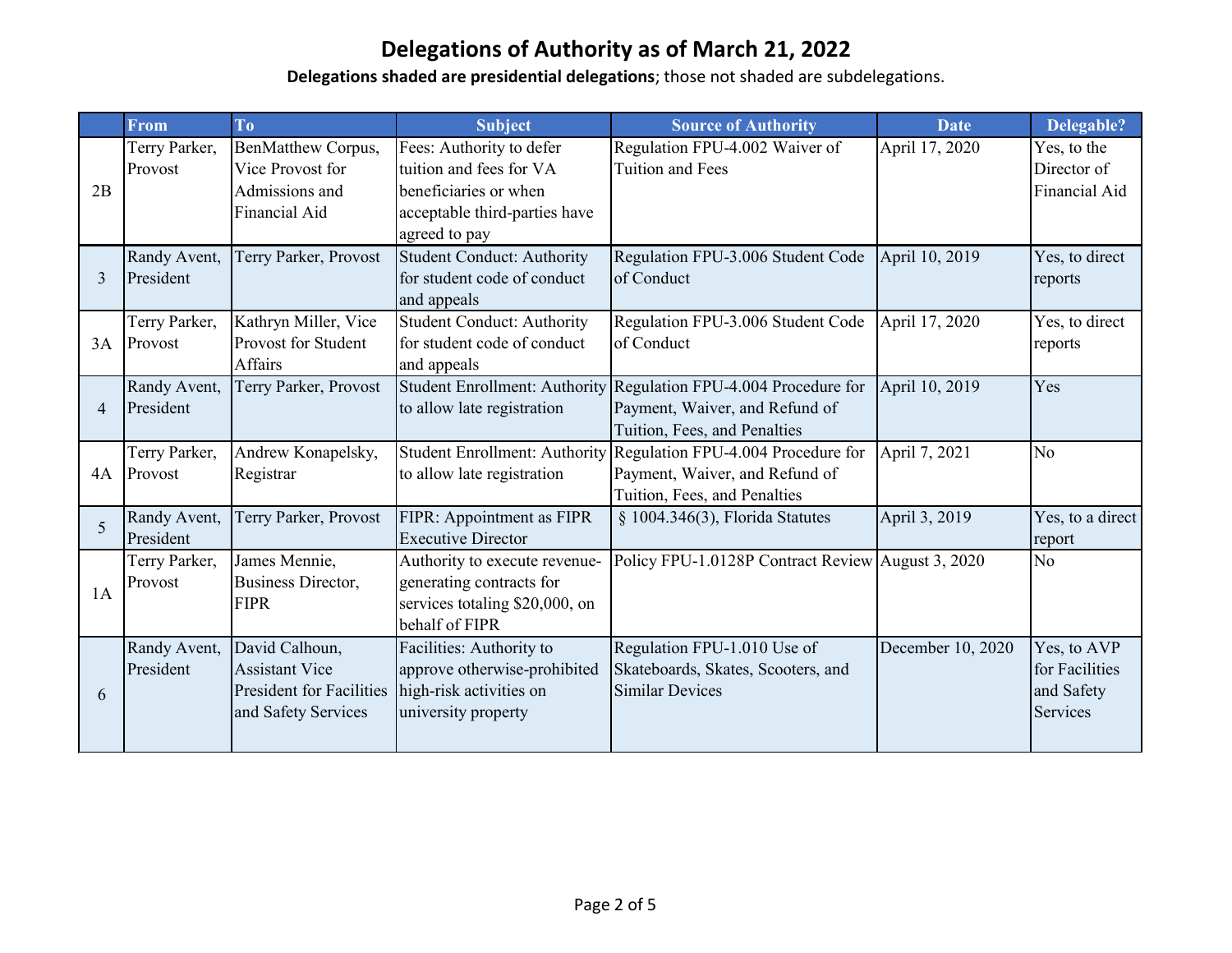# Delegations of Authority as of March 21, 2022

**Delegations shaded are presidential delegations**; those not shaded are subdelegations.

| | From | To | Subject | Source of Authority | Date | Delegable? |
|---|---|---|---|---|---|---|
| 2B | Terry Parker, Provost | BenMatthew Corpus, Vice Provost for Admissions and Financial Aid | Fees: Authority to defer tuition and fees for VA beneficiaries or when acceptable third-parties have agreed to pay | Regulation FPU-4.002 Waiver of Tuition and Fees | April 17, 2020 | Yes, to the Director of Financial Aid |
| 3 | Randy Avent, President | Terry Parker, Provost | Student Conduct: Authority for student code of conduct and appeals | Regulation FPU-3.006 Student Code of Conduct | April 10, 2019 | Yes, to direct reports |
| 3A | Terry Parker, Provost | Kathryn Miller, Vice Provost for Student Affairs | Student Conduct: Authority for student code of conduct and appeals | Regulation FPU-3.006 Student Code of Conduct | April 17, 2020 | Yes, to direct reports |
| 4 | Randy Avent, President | Terry Parker, Provost | Student Enrollment: Authority to allow late registration | Regulation FPU-4.004 Procedure for Payment, Waiver, and Refund of Tuition, Fees, and Penalties | April 10, 2019 | Yes |
| 4A | Terry Parker, Provost | Andrew Konapelsky, Registrar | Student Enrollment: Authority to allow late registration | Regulation FPU-4.004 Procedure for Payment, Waiver, and Refund of Tuition, Fees, and Penalties | April 7, 2021 | No |
| 5 | Randy Avent, President | Terry Parker, Provost | FIPR: Appointment as FIPR Executive Director | § 1004.346(3), Florida Statutes | April 3, 2019 | Yes, to a direct report |
| 1A | Terry Parker, Provost | James Mennie, Business Director, FIPR | Authority to execute revenue-generating contracts for services totaling $20,000, on behalf of FIPR | Policy FPU-1.0128P Contract Review | August 3, 2020 | No |
| 6 | Randy Avent, President | David Calhoun, Assistant Vice President for Facilities and Safety Services | Facilities: Authority to approve otherwise-prohibited high-risk activities on university property | Regulation FPU-1.010 Use of Skateboards, Skates, Scooters, and Similar Devices | December 10, 2020 | Yes, to AVP for Facilities and Safety Services |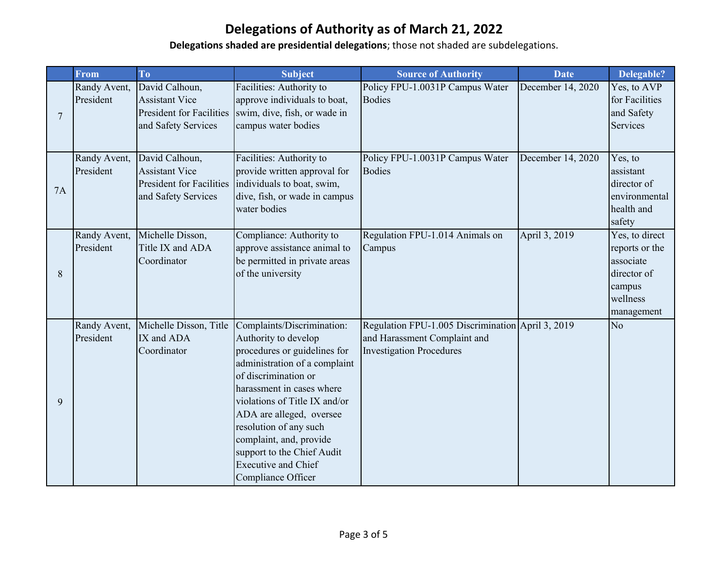# Delegations of Authority as of March 21, 2022

**Delegations shaded are presidential delegations**; those not shaded are subdelegations.

| | From | To | Subject | Source of Authority | Date | Delegable? |
|---|---|---|---|---|---|---|
| 7 | Randy Avent, President | David Calhoun, Assistant Vice President for Facilities and Safety Services | Facilities: Authority to approve individuals to boat, swim, dive, fish, or wade in campus water bodies | Policy FPU-1.0031P Campus Water Bodies | December 14, 2020 | Yes, to AVP for Facilities and Safety Services |
| 7A | Randy Avent, President | David Calhoun, Assistant Vice President for Facilities and Safety Services | Facilities: Authority to provide written approval for individuals to boat, swim, dive, fish, or wade in campus water bodies | Policy FPU-1.0031P Campus Water Bodies | December 14, 2020 | Yes, to assistant director of environmental health and safety |
| 8 | Randy Avent, President | Michelle Disson, Title IX and ADA Coordinator | Compliance: Authority to approve assistance animal to be permitted in private areas of the university | Regulation FPU-1.014 Animals on Campus | April 3, 2019 | Yes, to direct reports or the associate director of campus wellness management |
| 9 | Randy Avent, President | Michelle Disson, Title IX and ADA Coordinator | Complaints/Discrimination: Authority to develop procedures or guidelines for administration of a complaint of discrimination or harassment in cases where violations of Title IX and/or ADA are alleged, oversee resolution of any such complaint, and, provide support to the Chief Audit Executive and Chief Compliance Officer | Regulation FPU-1.005 Discrimination and Harassment Complaint and Investigation Procedures | April 3, 2019 | No |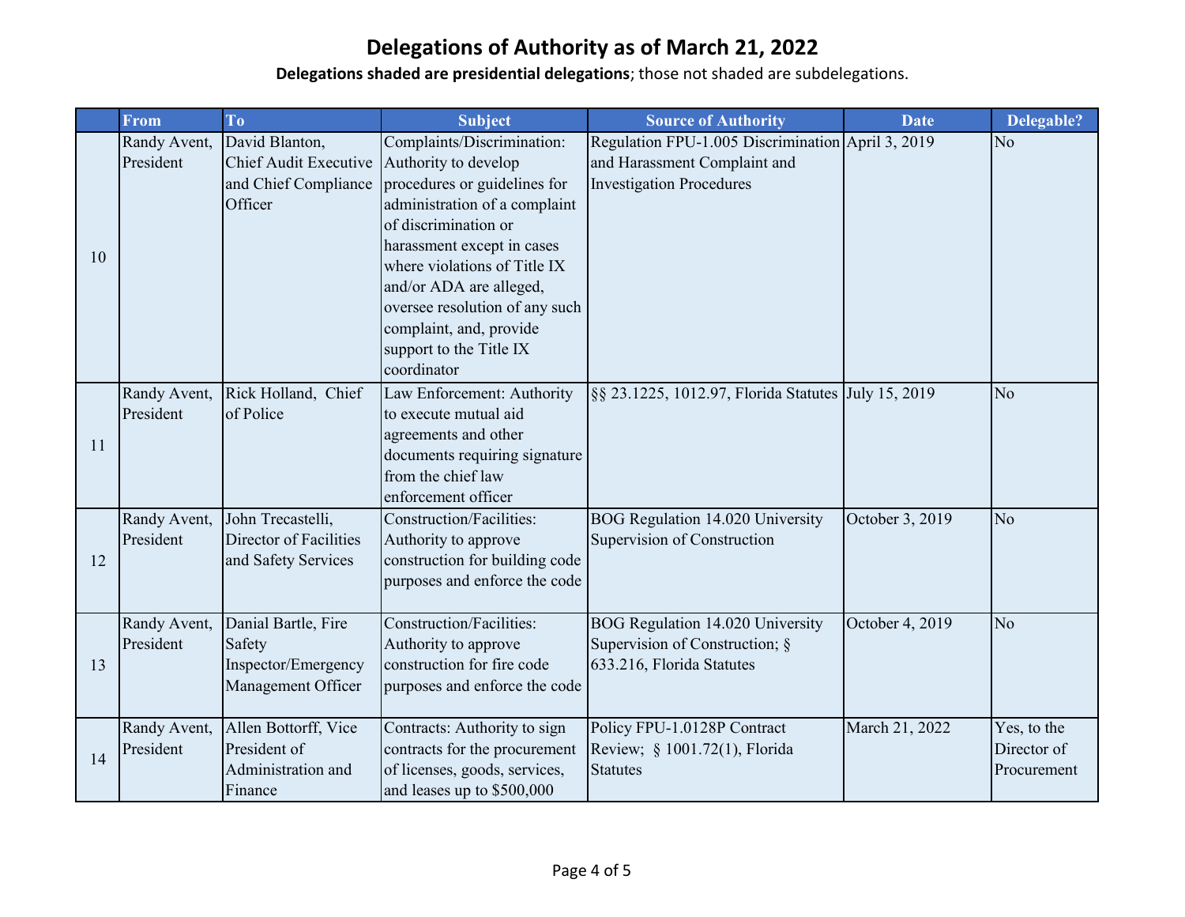# Delegations of Authority as of March 21, 2022

**Delegations shaded are presidential delegations**; those not shaded are subdelegations.

| | From | To | Subject | Source of Authority | Date | Delegable? |
|---|---|---|---|---|---|---|
| 10 | Randy Avent, President | David Blanton, Chief Audit Executive and Chief Compliance Officer | Complaints/Discrimination: Authority to develop procedures or guidelines for administration of a complaint of discrimination or harassment except in cases where violations of Title IX and/or ADA are alleged, oversee resolution of any such complaint, and, provide support to the Title IX coordinator | Regulation FPU-1.005 Discrimination and Harassment Complaint and Investigation Procedures | April 3, 2019 | No |
| 11 | Randy Avent, President | Rick Holland, Chief of Police | Law Enforcement: Authority to execute mutual aid agreements and other documents requiring signature from the chief law enforcement officer | §§ 23.1225, 1012.97, Florida Statutes | July 15, 2019 | No |
| 12 | Randy Avent, President | John Trecastelli, Director of Facilities and Safety Services | Construction/Facilities: Authority to approve construction for building code purposes and enforce the code | BOG Regulation 14.020 University Supervision of Construction | October 3, 2019 | No |
| 13 | Randy Avent, President | Danial Bartle, Fire Safety Inspector/Emergency Management Officer | Construction/Facilities: Authority to approve construction for fire code purposes and enforce the code | BOG Regulation 14.020 University Supervision of Construction; § 633.216, Florida Statutes | October 4, 2019 | No |
| 14 | Randy Avent, President | Allen Bottorff, Vice President of Administration and Finance | Contracts: Authority to sign contracts for the procurement of licenses, goods, services, and leases up to $500,000 | Policy FPU-1.0128P Contract Review; § 1001.72(1), Florida Statutes | March 21, 2022 | Yes, to the Director of Procurement |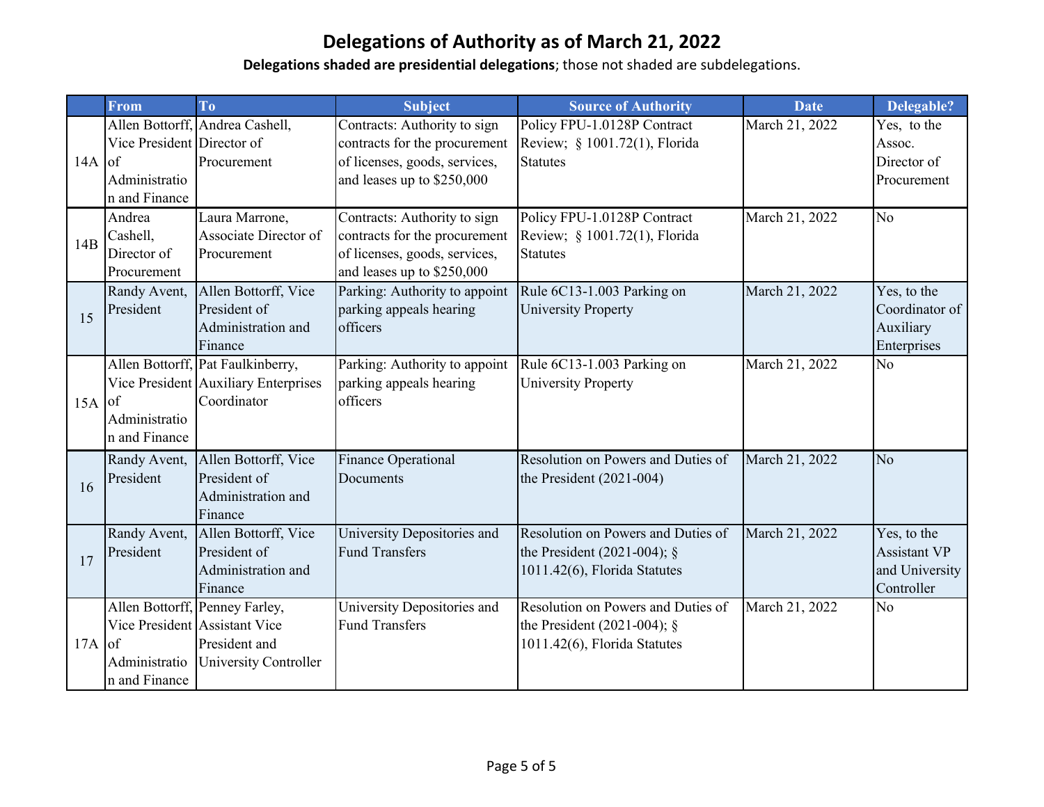# Delegations of Authority as of March 21, 2022

**Delegations shaded are presidential delegations**; those not shaded are subdelegations.

| | From | To | Subject | Source of Authority | Date | Delegable? |
|---|---|---|---|---|---|---|
| 14A | Allen Bottorff, Vice President of Administration and Finance | Andrea Cashell, Director of Procurement | Contracts: Authority to sign contracts for the procurement of licenses, goods, services, and leases up to $250,000 | Policy FPU-1.0128P Contract Review; § 1001.72(1), Florida Statutes | March 21, 2022 | Yes, to the Assoc. Director of Procurement |
| 14B | Andrea Cashell, Director of Procurement | Laura Marrone, Associate Director of Procurement | Contracts: Authority to sign contracts for the procurement of licenses, goods, services, and leases up to $250,000 | Policy FPU-1.0128P Contract Review; § 1001.72(1), Florida Statutes | March 21, 2022 | No |
| 15 | Randy Avent, President | Allen Bottorff, Vice President of Administration and Finance | Parking: Authority to appoint parking appeals hearing officers | Rule 6C13-1.003 Parking on University Property | March 21, 2022 | Yes, to the Coordinator of Auxiliary Enterprises |
| 15A | Allen Bottorff, Vice President of Administration and Finance | Pat Faulkinberry, Auxiliary Enterprises Coordinator | Parking: Authority to appoint parking appeals hearing officers | Rule 6C13-1.003 Parking on University Property | March 21, 2022 | No |
| 16 | Randy Avent, President | Allen Bottorff, Vice President of Administration and Finance | Finance Operational Documents | Resolution on Powers and Duties of the President (2021-004) | March 21, 2022 | No |
| 17 | Randy Avent, President | Allen Bottorff, Vice President of Administration and Finance | University Depositories and Fund Transfers | Resolution on Powers and Duties of the President (2021-004); § 1011.42(6), Florida Statutes | March 21, 2022 | Yes, to the Assistant VP and University Controller |
| 17A | Allen Bottorff, Vice President of Administration and Finance | Penney Farley, Assistant Vice President and University Controller | University Depositories and Fund Transfers | Resolution on Powers and Duties of the President (2021-004); § 1011.42(6), Florida Statutes | March 21, 2022 | No |